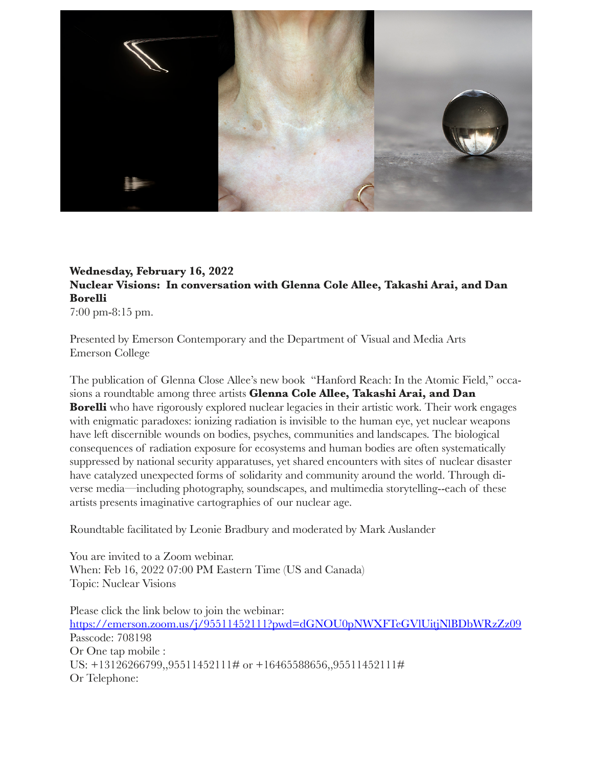**Wednesday, February 16, 2022**
**Nuclear Visions: In conversation with Glenna Cole Allee, Takashi Arai, and Dan Borelli**
7:00 pm-8:15 pm.

Presented by Emerson Contemporary and the Department of Visual and Media Arts
Emerson College

The publication of Glenna Close Allee's new book "Hanford Reach: In the Atomic Field," occasions a roundtable among three artists **Glenna Cole Allee, Takashi Arai, and Dan Borelli** who have rigorously explored nuclear legacies in their artistic work. Their work engages with enigmatic paradoxes: ionizing radiation is invisible to the human eye, yet nuclear weapons have left discernible wounds on bodies, psyches, communities and landscapes. The biological consequences of radiation exposure for ecosystems and human bodies are often systematically suppressed by national security apparatuses, yet shared encounters with sites of nuclear disaster have catalyzed unexpected forms of solidarity and community around the world. Through diverse media—including photography, soundscapes, and multimedia storytelling--each of these artists presents imaginative cartographies of our nuclear age.

Roundtable facilitated by Leonie Bradbury and moderated by Mark Auslander

You are invited to a Zoom webinar.
When: Feb 16, 2022 07:00 PM Eastern Time (US and Canada)
Topic: Nuclear Visions

Please click the link below to join the webinar:
https://emerson.zoom.us/j/95511452111?pwd=dGNOU0pNWXFTeGVlUitjNlBDbWRzZz09
Passcode: 708198
Or One tap mobile :
US: +13126266799,,95511452111# or +16465588656,,95511452111#
Or Telephone: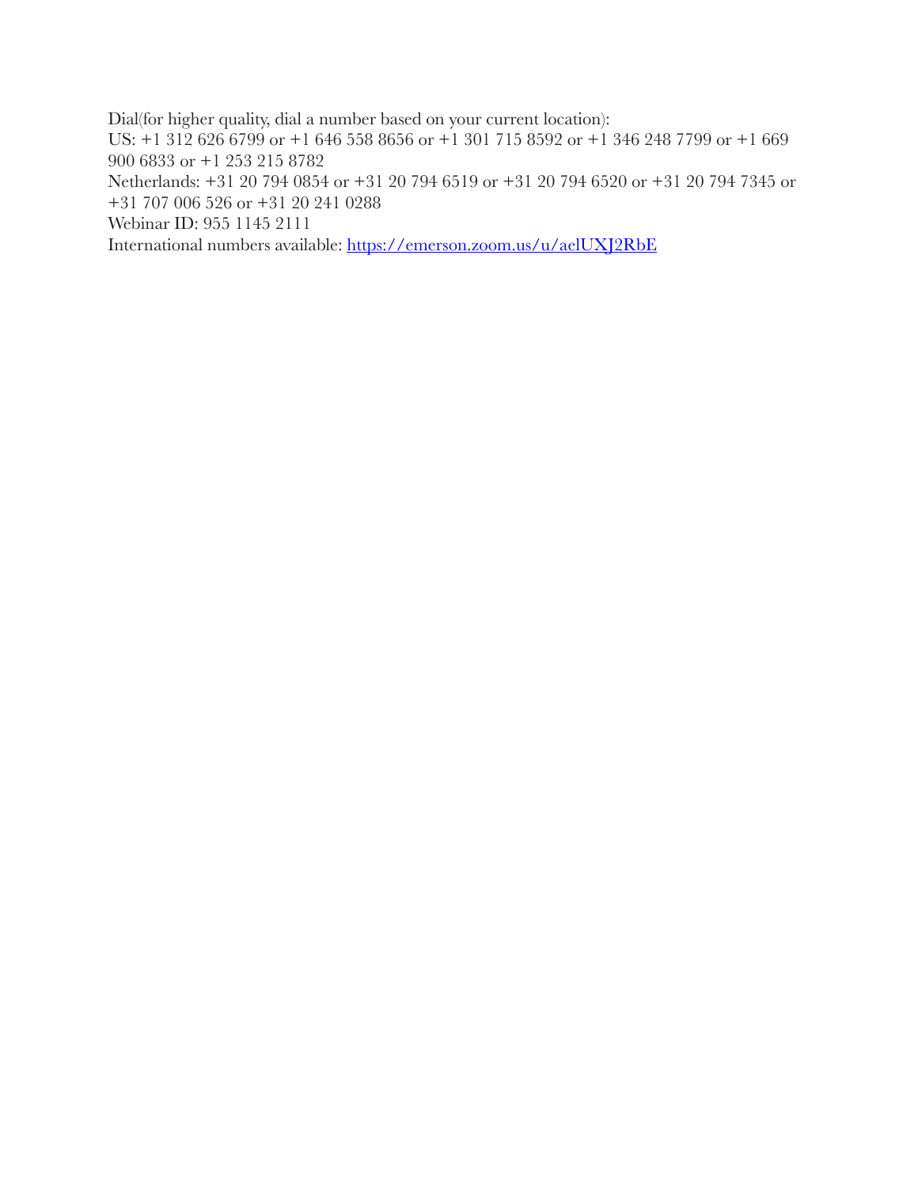Dial(for higher quality, dial a number based on your current location):
US: +1 312 626 6799 or +1 646 558 8656 or +1 301 715 8592 or +1 346 248 7799 or +1 669 900 6833 or +1 253 215 8782
Netherlands: +31 20 794 0854 or +31 20 794 6519 or +31 20 794 6520 or +31 20 794 7345 or +31 707 006 526 or +31 20 241 0288
Webinar ID: 955 1145 2111
International numbers available: [https://emerson.zoom.us/u/aelUXJ2RbE](https://emerson.zoom.us/u/aelUXJ2RbE)